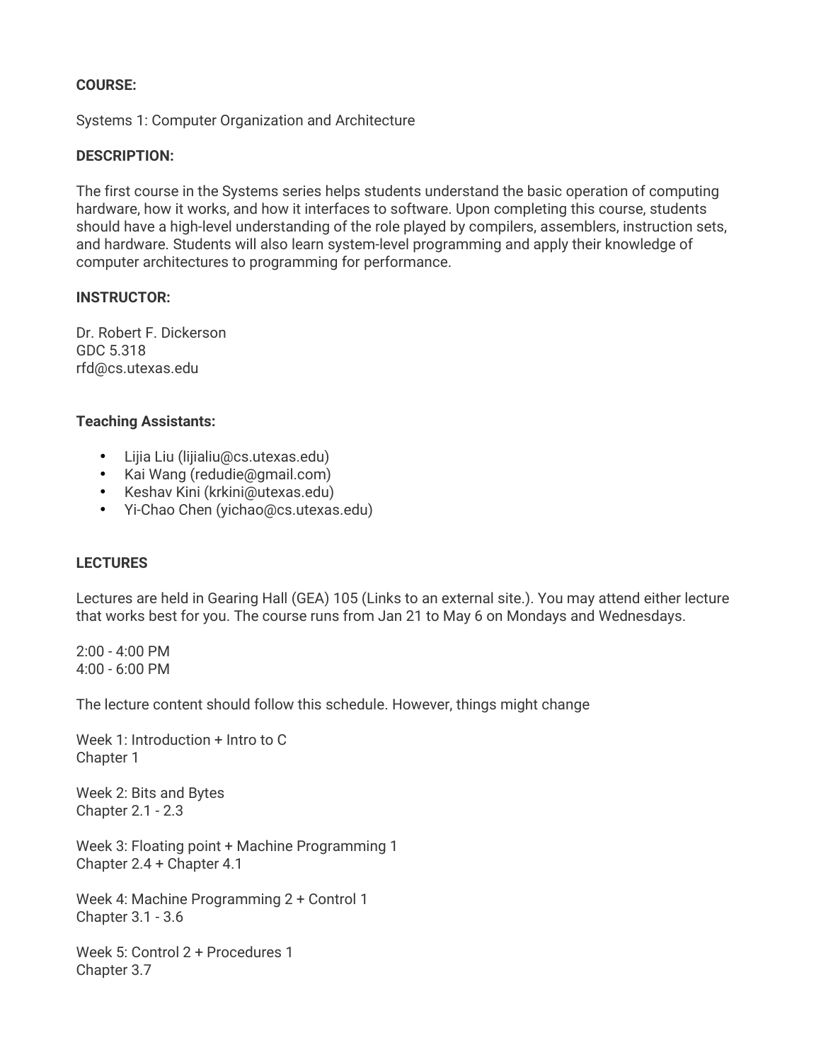**COURSE:**

Systems 1: Computer Organization and Architecture

**DESCRIPTION:**

The first course in the Systems series helps students understand the basic operation of computing hardware, how it works, and how it interfaces to software. Upon completing this course, students should have a high-level understanding of the role played by compilers, assemblers, instruction sets, and hardware. Students will also learn system-level programming and apply their knowledge of computer architectures to programming for performance.

**INSTRUCTOR:**

Dr. Robert F. Dickerson
GDC 5.318
rfd@cs.utexas.edu

**Teaching Assistants:**

- Lijia Liu (lijialiu@cs.utexas.edu)
- Kai Wang (redudie@gmail.com)
- Keshav Kini (krkini@utexas.edu)
- Yi-Chao Chen (yichao@cs.utexas.edu)

**LECTURES**

Lectures are held in Gearing Hall (GEA) 105 (Links to an external site.). You may attend either lecture that works best for you. The course runs from Jan 21 to May 6 on Mondays and Wednesdays.

2:00 - 4:00 PM
4:00 - 6:00 PM

The lecture content should follow this schedule. However, things might change

Week 1: Introduction + Intro to C
Chapter 1

Week 2: Bits and Bytes
Chapter 2.1 - 2.3

Week 3: Floating point + Machine Programming 1
Chapter 2.4 + Chapter 4.1

Week 4: Machine Programming 2 + Control 1
Chapter 3.1 - 3.6

Week 5: Control 2 + Procedures 1
Chapter 3.7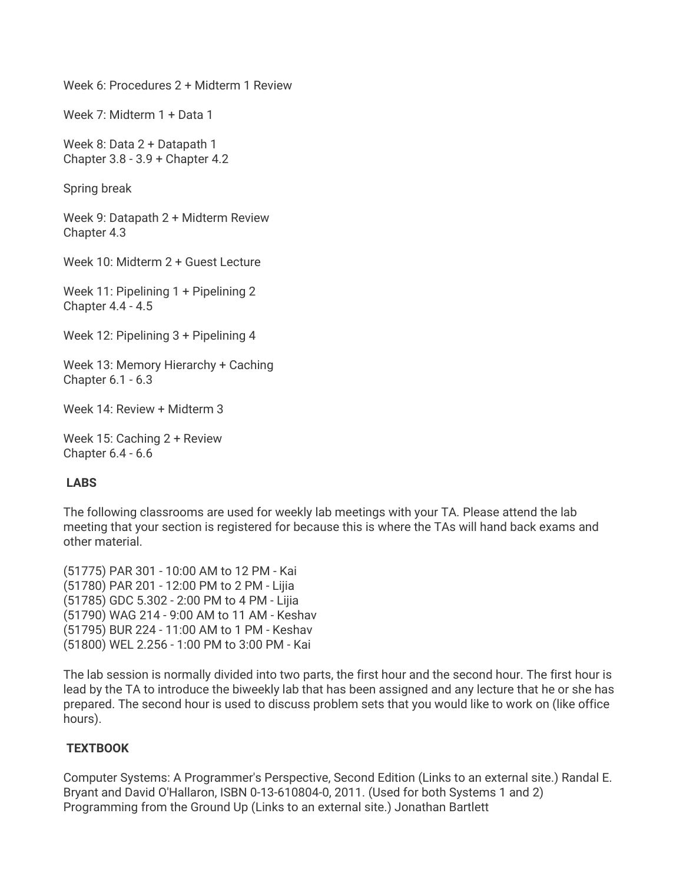Week 6: Procedures 2 + Midterm 1 Review

Week 7: Midterm 1 + Data 1

Week 8: Data 2 + Datapath 1
Chapter 3.8 - 3.9 + Chapter 4.2

Spring break

Week 9: Datapath 2 + Midterm Review
Chapter 4.3

Week 10: Midterm 2 + Guest Lecture

Week 11: Pipelining 1 + Pipelining 2
Chapter 4.4 - 4.5

Week 12: Pipelining 3 + Pipelining 4

Week 13: Memory Hierarchy + Caching
Chapter 6.1 - 6.3

Week 14: Review + Midterm 3

Week 15: Caching 2 + Review
Chapter 6.4 - 6.6

**LABS**

The following classrooms are used for weekly lab meetings with your TA. Please attend the lab meeting that your section is registered for because this is where the TAs will hand back exams and other material.

(51775) PAR 301 - 10:00 AM to 12 PM - Kai
(51780) PAR 201 - 12:00 PM to 2 PM - Lijia
(51785) GDC 5.302 - 2:00 PM to 4 PM - Lijia
(51790) WAG 214 - 9:00 AM to 11 AM - Keshav
(51795) BUR 224 - 11:00 AM to 1 PM - Keshav
(51800) WEL 2.256 - 1:00 PM to 3:00 PM - Kai

The lab session is normally divided into two parts, the first hour and the second hour. The first hour is lead by the TA to introduce the biweekly lab that has been assigned and any lecture that he or she has prepared. The second hour is used to discuss problem sets that you would like to work on (like office hours).

**TEXTBOOK**

Computer Systems: A Programmer's Perspective, Second Edition (Links to an external site.) Randal E. Bryant and David O'Hallaron, ISBN 0-13-610804-0, 2011. (Used for both Systems 1 and 2)
Programming from the Ground Up (Links to an external site.) Jonathan Bartlett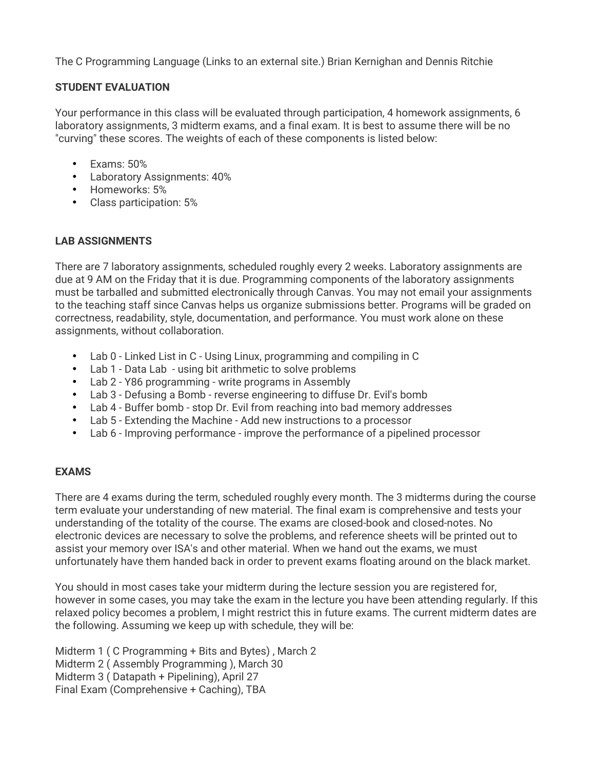The C Programming Language (Links to an external site.) Brian Kernighan and Dennis Ritchie

**STUDENT EVALUATION**

Your performance in this class will be evaluated through participation, 4 homework assignments, 6 laboratory assignments, 3 midterm exams, and a final exam. It is best to assume there will be no "curving" these scores. The weights of each of these components is listed below:

- Exams: 50%
- Laboratory Assignments: 40%
- Homeworks: 5%
- Class participation: 5%

**LAB ASSIGNMENTS**

There are 7 laboratory assignments, scheduled roughly every 2 weeks. Laboratory assignments are due at 9 AM on the Friday that it is due. Programming components of the laboratory assignments must be tarballed and submitted electronically through Canvas. You may not email your assignments to the teaching staff since Canvas helps us organize submissions better. Programs will be graded on correctness, readability, style, documentation, and performance. You must work alone on these assignments, without collaboration.

- Lab 0 - Linked List in C - Using Linux, programming and compiling in C
- Lab 1 - Data Lab - using bit arithmetic to solve problems
- Lab 2 - Y86 programming - write programs in Assembly
- Lab 3 - Defusing a Bomb - reverse engineering to diffuse Dr. Evil's bomb
- Lab 4 - Buffer bomb - stop Dr. Evil from reaching into bad memory addresses
- Lab 5 - Extending the Machine - Add new instructions to a processor
- Lab 6 - Improving performance - improve the performance of a pipelined processor

**EXAMS**

There are 4 exams during the term, scheduled roughly every month. The 3 midterms during the course term evaluate your understanding of new material. The final exam is comprehensive and tests your understanding of the totality of the course. The exams are closed-book and closed-notes. No electronic devices are necessary to solve the problems, and reference sheets will be printed out to assist your memory over ISA's and other material. When we hand out the exams, we must unfortunately have them handed back in order to prevent exams floating around on the black market.

You should in most cases take your midterm during the lecture session you are registered for, however in some cases, you may take the exam in the lecture you have been attending regularly. If this relaxed policy becomes a problem, I might restrict this in future exams. The current midterm dates are the following. Assuming we keep up with schedule, they will be:

Midterm 1 ( C Programming + Bits and Bytes) , March 2
Midterm 2 ( Assembly Programming ), March 30
Midterm 3 ( Datapath + Pipelining), April 27
Final Exam (Comprehensive + Caching), TBA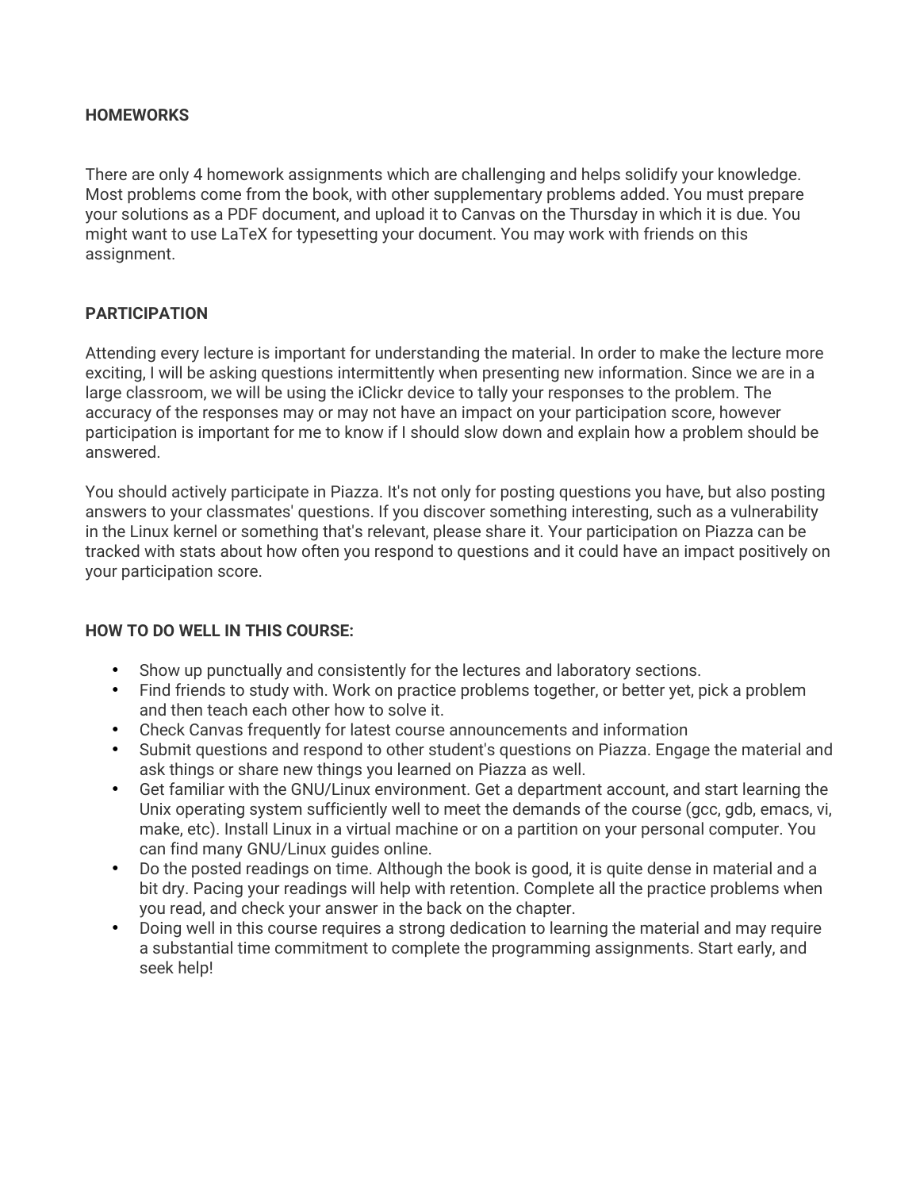**HOMEWORKS**

There are only 4 homework assignments which are challenging and helps solidify your knowledge. Most problems come from the book, with other supplementary problems added. You must prepare your solutions as a PDF document, and upload it to Canvas on the Thursday in which it is due. You might want to use LaTeX for typesetting your document. You may work with friends on this assignment.

**PARTICIPATION**

Attending every lecture is important for understanding the material. In order to make the lecture more exciting, I will be asking questions intermittently when presenting new information. Since we are in a large classroom, we will be using the iClickr device to tally your responses to the problem. The accuracy of the responses may or may not have an impact on your participation score, however participation is important for me to know if I should slow down and explain how a problem should be answered.

You should actively participate in Piazza. It's not only for posting questions you have, but also posting answers to your classmates' questions. If you discover something interesting, such as a vulnerability in the Linux kernel or something that's relevant, please share it. Your participation on Piazza can be tracked with stats about how often you respond to questions and it could have an impact positively on your participation score.

**HOW TO DO WELL IN THIS COURSE:**

- Show up punctually and consistently for the lectures and laboratory sections.
- Find friends to study with. Work on practice problems together, or better yet, pick a problem and then teach each other how to solve it.
- Check Canvas frequently for latest course announcements and information
- Submit questions and respond to other student's questions on Piazza. Engage the material and ask things or share new things you learned on Piazza as well.
- Get familiar with the GNU/Linux environment. Get a department account, and start learning the Unix operating system sufficiently well to meet the demands of the course (gcc, gdb, emacs, vi, make, etc). Install Linux in a virtual machine or on a partition on your personal computer. You can find many GNU/Linux guides online.
- Do the posted readings on time. Although the book is good, it is quite dense in material and a bit dry. Pacing your readings will help with retention. Complete all the practice problems when you read, and check your answer in the back on the chapter.
- Doing well in this course requires a strong dedication to learning the material and may require a substantial time commitment to complete the programming assignments. Start early, and seek help!